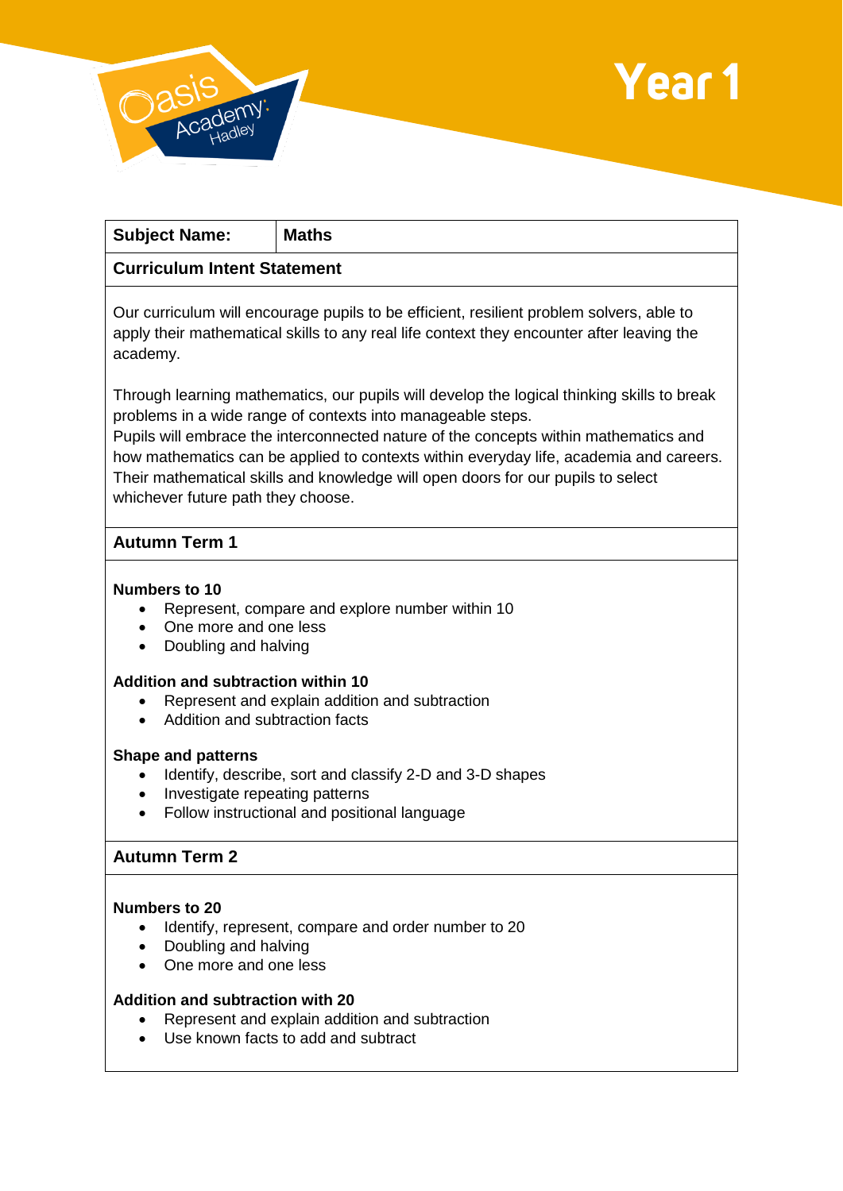# Year 1

| **Subject Name:** | **Maths** |
|---|---|

## Curriculum Intent Statement

Our curriculum will encourage pupils to be efficient, resilient problem solvers, able to apply their mathematical skills to any real life context they encounter after leaving the academy.

Through learning mathematics, our pupils will develop the logical thinking skills to break problems in a wide range of contexts into manageable steps.
Pupils will embrace the interconnected nature of the concepts within mathematics and how mathematics can be applied to contexts within everyday life, academia and careers.
Their mathematical skills and knowledge will open doors for our pupils to select whichever future path they choose.

## Autumn Term 1

**Numbers to 10**

- Represent, compare and explore number within 10
- One more and one less
- Doubling and halving

**Addition and subtraction within 10**

- Represent and explain addition and subtraction
- Addition and subtraction facts

**Shape and patterns**

- Identify, describe, sort and classify 2-D and 3-D shapes
- Investigate repeating patterns
- Follow instructional and positional language

## Autumn Term 2

**Numbers to 20**

- Identify, represent, compare and order number to 20
- Doubling and halving
- One more and one less

**Addition and subtraction with 20**

- Represent and explain addition and subtraction
- Use known facts to add and subtract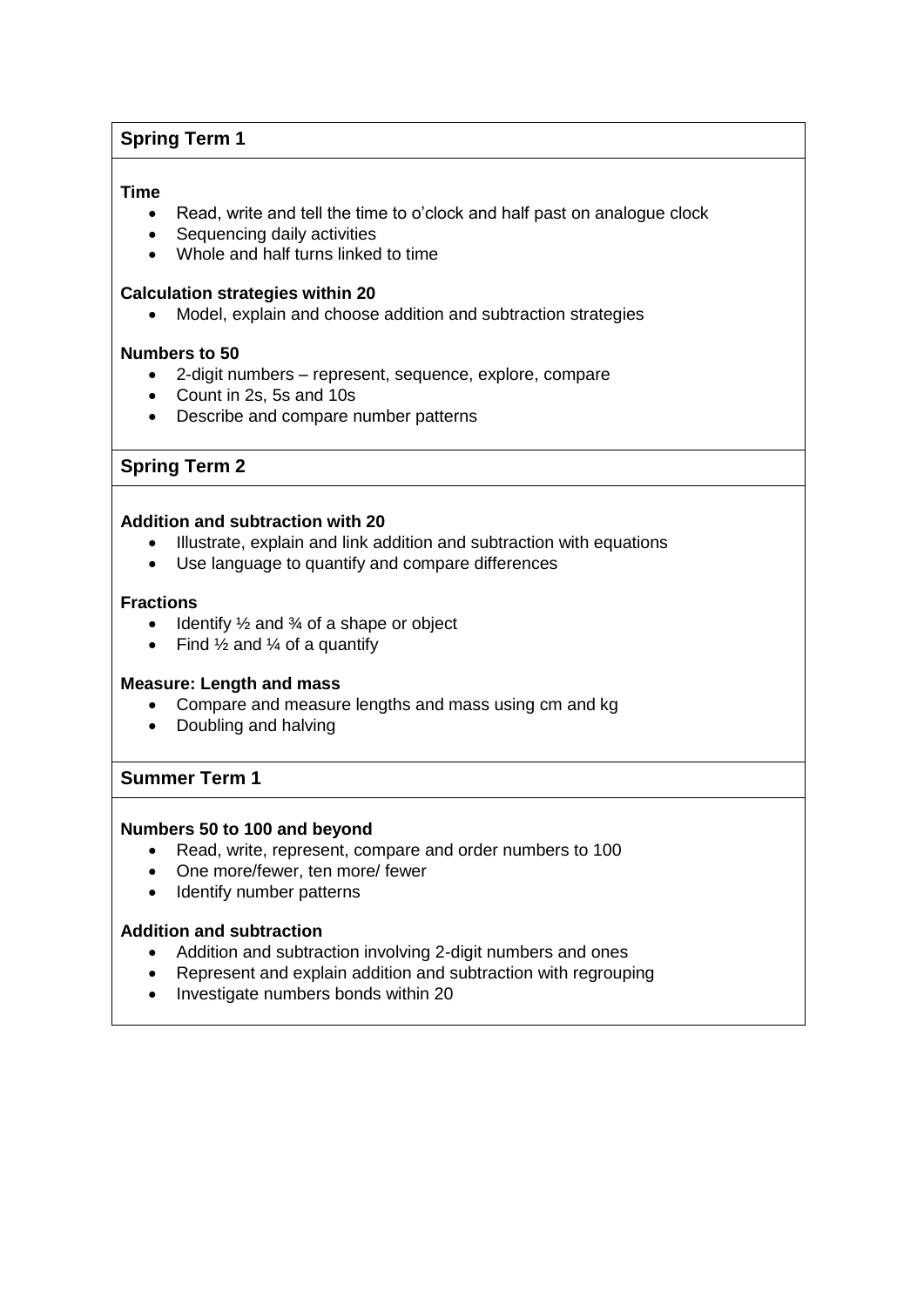## Spring Term 1

**Time**

- Read, write and tell the time to o'clock and half past on analogue clock
- Sequencing daily activities
- Whole and half turns linked to time

**Calculation strategies within 20**

- Model, explain and choose addition and subtraction strategies

**Numbers to 50**

- 2-digit numbers – represent, sequence, explore, compare
- Count in 2s, 5s and 10s
- Describe and compare number patterns

## Spring Term 2

**Addition and subtraction with 20**

- Illustrate, explain and link addition and subtraction with equations
- Use language to quantify and compare differences

**Fractions**

- Identify ½ and ¾ of a shape or object
- Find ½ and ¼ of a quantify

**Measure: Length and mass**

- Compare and measure lengths and mass using cm and kg
- Doubling and halving

## Summer Term 1

**Numbers 50 to 100 and beyond**

- Read, write, represent, compare and order numbers to 100
- One more/fewer, ten more/ fewer
- Identify number patterns

**Addition and subtraction**

- Addition and subtraction involving 2-digit numbers and ones
- Represent and explain addition and subtraction with regrouping
- Investigate numbers bonds within 20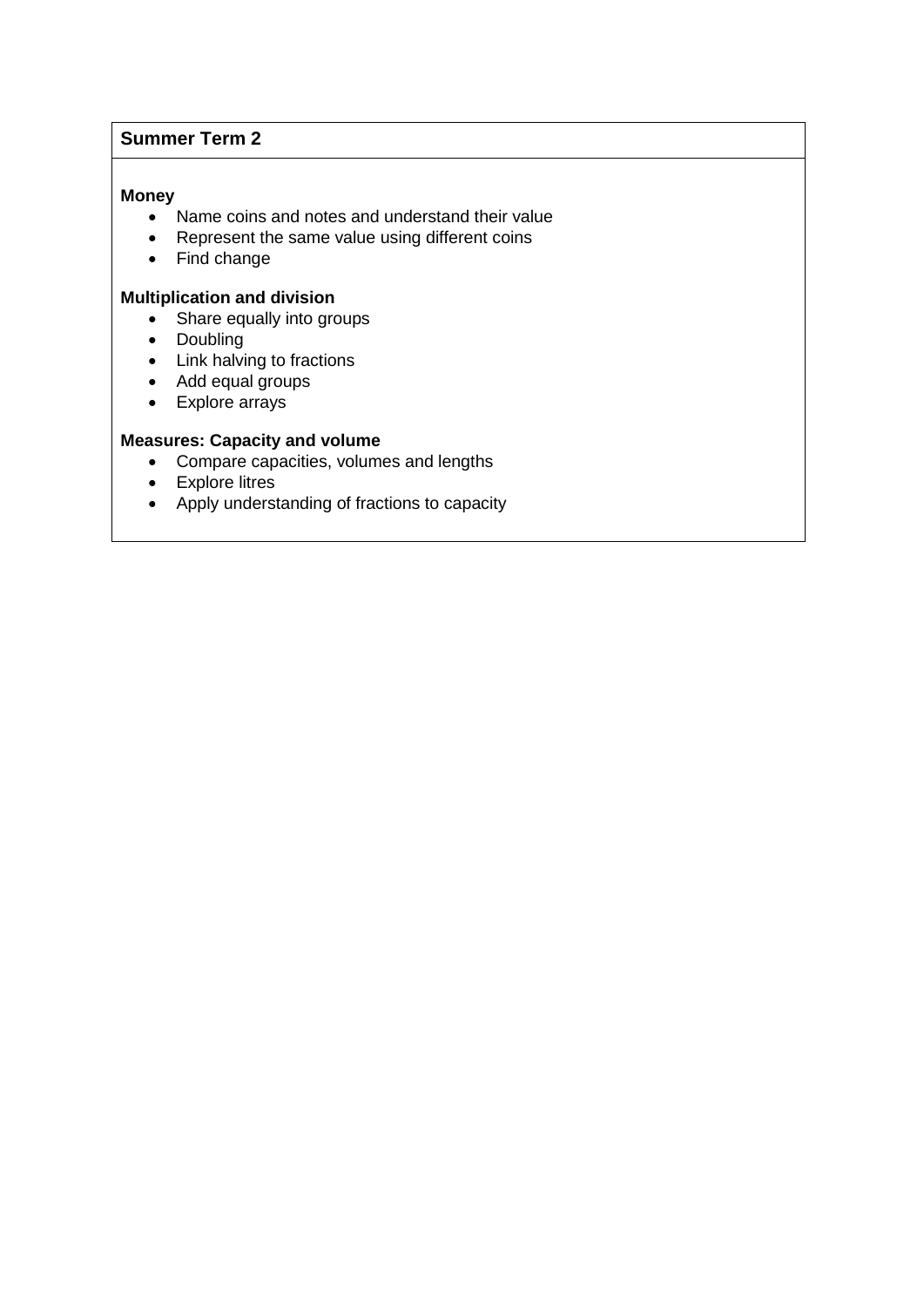## Summer Term 2

**Money**

- Name coins and notes and understand their value
- Represent the same value using different coins
- Find change

**Multiplication and division**

- Share equally into groups
- Doubling
- Link halving to fractions
- Add equal groups
- Explore arrays

**Measures: Capacity and volume**

- Compare capacities, volumes and lengths
- Explore litres
- Apply understanding of fractions to capacity